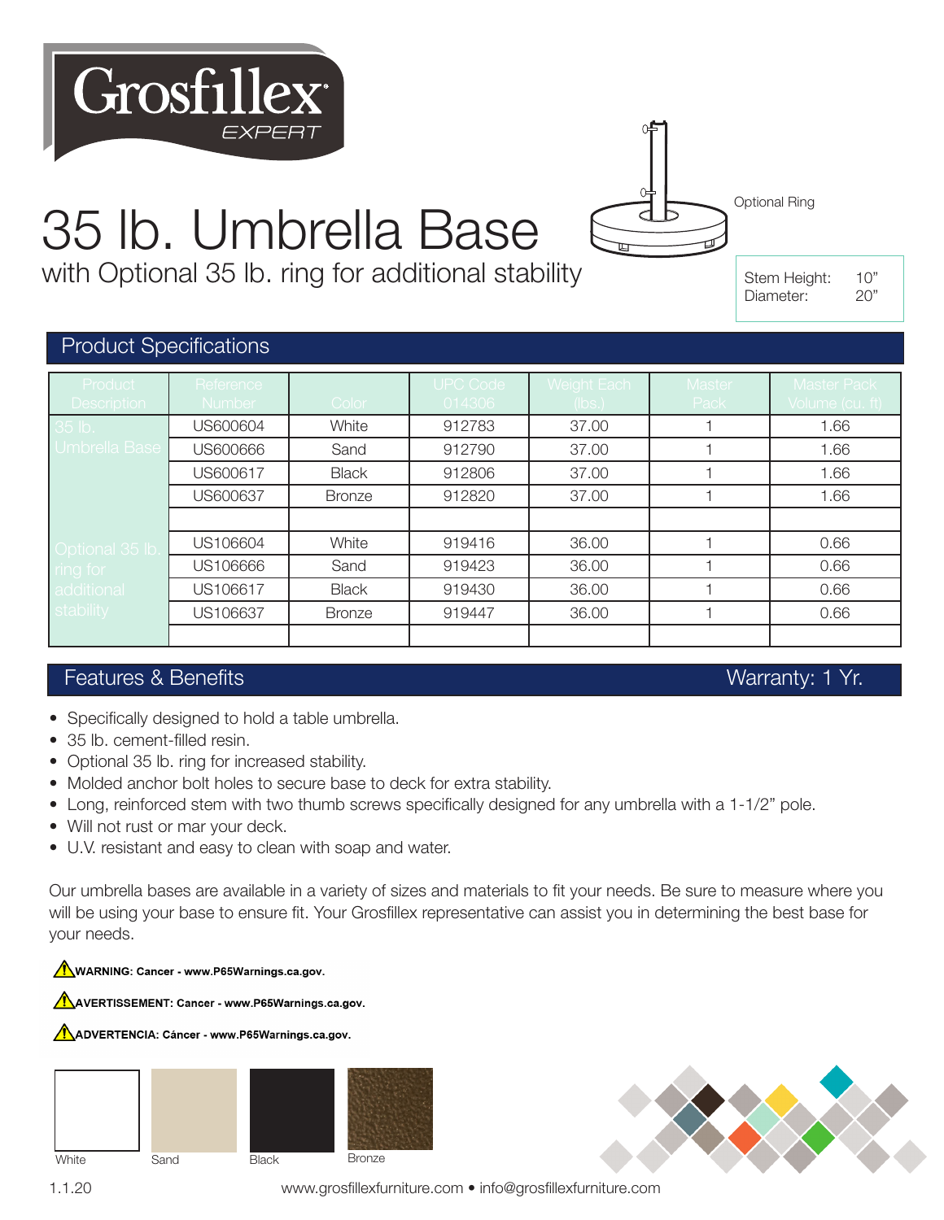Grosfillex EXPERT

# 35 lb. Umbrella Base

with Optional 35 lb. ring for additional stability

Optional Ring

| | |
|---|---|
| Stem Height: | 10” |
| Diameter: | 20” |

## Product Specifications

| Product Description | Reference Number | Color | UPC Code 014306 | Weight Each (lbs.) | Master Pack | Master Pack Volume (cu. ft) |
|---|---|---|---|---|---|---|
| 35 lb. Umbrella Base | US600604 | White | 912783 | 37.00 | 1 | 1.66 |
| | US600666 | Sand | 912790 | 37.00 | 1 | 1.66 |
| | US600617 | Black | 912806 | 37.00 | 1 | 1.66 |
| | US600637 | Bronze | 912820 | 37.00 | 1 | 1.66 |
| | | | | | | |
| Optional 35 lb. ring for additional stability | US106604 | White | 919416 | 36.00 | 1 | 0.66 |
| | US106666 | Sand | 919423 | 36.00 | 1 | 0.66 |
| | US106617 | Black | 919430 | 36.00 | 1 | 0.66 |
| | US106637 | Bronze | 919447 | 36.00 | 1 | 0.66 |
| | | | | | | |

## Features & Benefits

Warranty: 1 Yr.

- Specifically designed to hold a table umbrella.
- 35 lb. cement-filled resin.
- Optional 35 lb. ring for increased stability.
- Molded anchor bolt holes to secure base to deck for extra stability.
- Long, reinforced stem with two thumb screws specifically designed for any umbrella with a 1-1/2” pole.
- Will not rust or mar your deck.
- U.V. resistant and easy to clean with soap and water.

Our umbrella bases are available in a variety of sizes and materials to fit your needs. Be sure to measure where you will be using your base to ensure fit. Your Grosfillex representative can assist you in determining the best base for your needs.

**WARNING: Cancer - www.P65Warnings.ca.gov.**

**AVERTISSEMENT: Cancer - www.P65Warnings.ca.gov.**

**ADVERTENCIA: Cáncer - www.P65Warnings.ca.gov.**

White Sand Black Bronze

1.1.20

www.grosfillexfurniture.com • info@grosfillexfurniture.com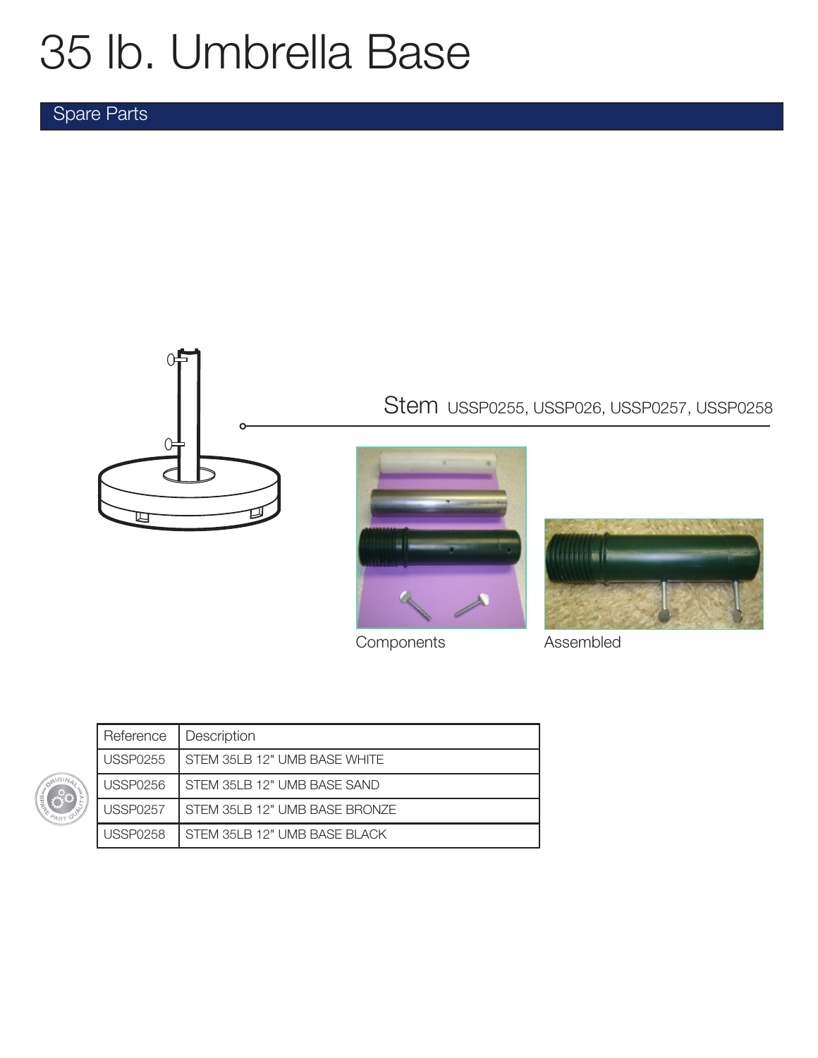# 35 lb. Umbrella Base

## Spare Parts

Stem USSP0255, USSP026, USSP0257, USSP0258

Components

Assembled

| Reference | Description |
|---|---|
| USSP0255 | STEM 35LB 12" UMB BASE WHITE |
| USSP0256 | STEM 35LB 12" UMB BASE SAND |
| USSP0257 | STEM 35LB 12" UMB BASE BRONZE |
| USSP0258 | STEM 35LB 12" UMB BASE BLACK |